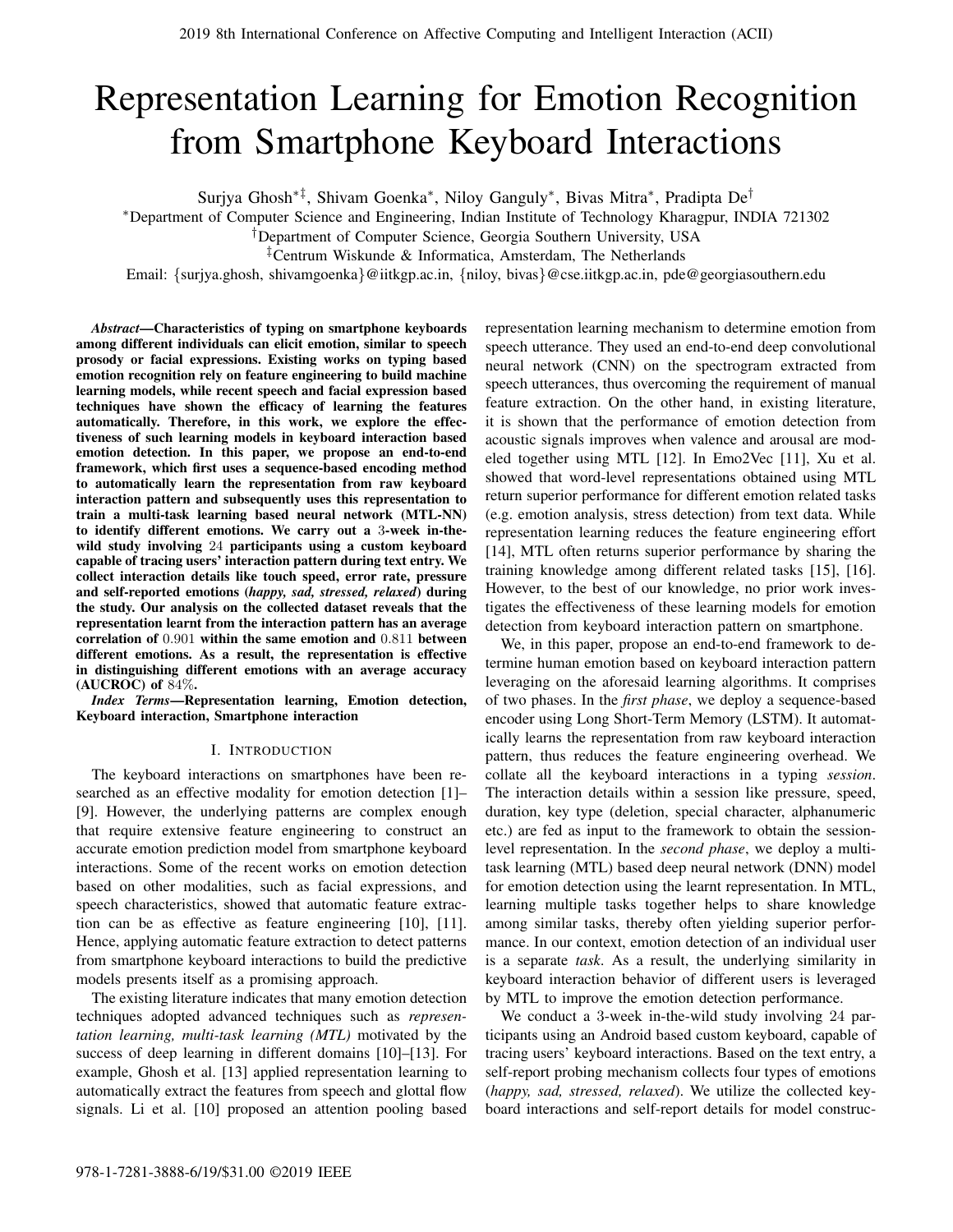# Representation Learning for Emotion Recognition from Smartphone Keyboard Interactions

Surjya Ghosh[*‡], Shivam Goenka[*], Niloy Ganguly[*], Bivas Mitra[*], Pradipta De[†]

[*]Department of Computer Science and Engineering, Indian Institute of Technology Kharagpur, INDIA 721302

[†]Department of Computer Science, Georgia Southern University, USA

[‡]Centrum Wiskunde & Informatica, Amsterdam, The Netherlands

Email: {surjya.ghosh, shivamgoenka}@iitkgp.ac.in, {niloy, bivas}@cse.iitkgp.ac.in, pde@georgiasouthern.edu

***Abstract*—Characteristics of typing on smartphone keyboards among different individuals can elicit emotion, similar to speech prosody or facial expressions. Existing works on typing based emotion recognition rely on feature engineering to build machine learning models, while recent speech and facial expression based techniques have shown the efficacy of learning the features automatically. Therefore, in this work, we explore the effectiveness of such learning models in keyboard interaction based emotion detection. In this paper, we propose an end-to-end framework, which first uses a sequence-based encoding method to automatically learn the representation from raw keyboard interaction pattern and subsequently uses this representation to train a multi-task learning based neural network (MTL-NN) to identify different emotions. We carry out a 3-week in-the-wild study involving 24 participants using a custom keyboard capable of tracing users' interaction pattern during text entry. We collect interaction details like touch speed, error rate, pressure and self-reported emotions (*happy, sad, stressed, relaxed*) during the study. Our analysis on the collected dataset reveals that the representation learnt from the interaction pattern has an average correlation of 0.901 within the same emotion and 0.811 between different emotions. As a result, the representation is effective in distinguishing different emotions with an average accuracy (AUCROC) of 84%.**

***Index Terms*—Representation learning, Emotion detection, Keyboard interaction, Smartphone interaction**

## I. Introduction

The keyboard interactions on smartphones have been researched as an effective modality for emotion detection [1]–[9]. However, the underlying patterns are complex enough that require extensive feature engineering to construct an accurate emotion prediction model from smartphone keyboard interactions. Some of the recent works on emotion detection based on other modalities, such as facial expressions, and speech characteristics, showed that automatic feature extraction can be as effective as feature engineering [10], [11]. Hence, applying automatic feature extraction to detect patterns from smartphone keyboard interactions to build the predictive models presents itself as a promising approach.

The existing literature indicates that many emotion detection techniques adopted advanced techniques such as *representation learning, multi-task learning (MTL)* motivated by the success of deep learning in different domains [10]–[13]. For example, Ghosh et al. [13] applied representation learning to automatically extract the features from speech and glottal flow signals. Li et al. [10] proposed an attention pooling based representation learning mechanism to determine emotion from speech utterance. They used an end-to-end deep convolutional neural network (CNN) on the spectrogram extracted from speech utterances, thus overcoming the requirement of manual feature extraction. On the other hand, in existing literature, it is shown that the performance of emotion detection from acoustic signals improves when valence and arousal are modeled together using MTL [12]. In Emo2Vec [11], Xu et al. showed that word-level representations obtained using MTL return superior performance for different emotion related tasks (e.g. emotion analysis, stress detection) from text data. While representation learning reduces the feature engineering effort [14], MTL often returns superior performance by sharing the training knowledge among different related tasks [15], [16]. However, to the best of our knowledge, no prior work investigates the effectiveness of these learning models for emotion detection from keyboard interaction pattern on smartphone.

We, in this paper, propose an end-to-end framework to determine human emotion based on keyboard interaction pattern leveraging on the aforesaid learning algorithms. It comprises of two phases. In the *first phase*, we deploy a sequence-based encoder using Long Short-Term Memory (LSTM). It automatically learns the representation from raw keyboard interaction pattern, thus reduces the feature engineering overhead. We collate all the keyboard interactions in a typing *session*. The interaction details within a session like pressure, speed, duration, key type (deletion, special character, alphanumeric etc.) are fed as input to the framework to obtain the session-level representation. In the *second phase*, we deploy a multi-task learning (MTL) based deep neural network (DNN) model for emotion detection using the learnt representation. In MTL, learning multiple tasks together helps to share knowledge among similar tasks, thereby often yielding superior performance. In our context, emotion detection of an individual user is a separate *task*. As a result, the underlying similarity in keyboard interaction behavior of different users is leveraged by MTL to improve the emotion detection performance.

We conduct a 3-week in-the-wild study involving 24 participants using an Android based custom keyboard, capable of tracing users' keyboard interactions. Based on the text entry, a self-report probing mechanism collects four types of emotions (*happy, sad, stressed, relaxed*). We utilize the collected keyboard interactions and self-report details for model construc-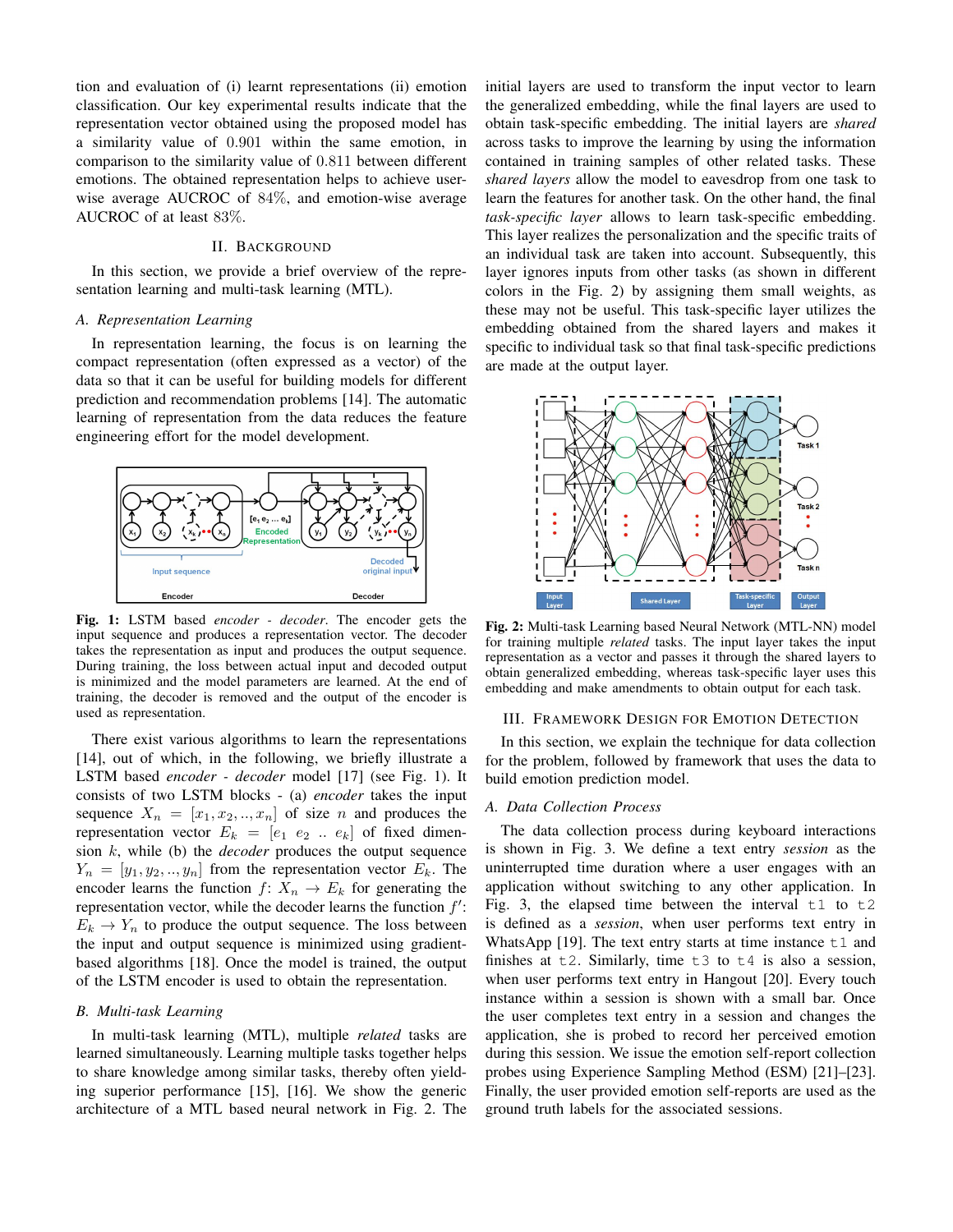tion and evaluation of (i) learnt representations (ii) emotion classification. Our key experimental results indicate that the representation vector obtained using the proposed model has a similarity value of 0.901 within the same emotion, in comparison to the similarity value of 0.811 between different emotions. The obtained representation helps to achieve user-wise average AUCROC of 84%, and emotion-wise average AUCROC of at least 83%.

## II. Background

In this section, we provide a brief overview of the representation learning and multi-task learning (MTL).

### A. Representation Learning

In representation learning, the focus is on learning the compact representation (often expressed as a vector) of the data so that it can be useful for building models for different prediction and recommendation problems [14]. The automatic learning of representation from the data reduces the feature engineering effort for the model development.

**Fig. 1:** LSTM based *encoder - decoder*. The encoder gets the input sequence and produces a representation vector. The decoder takes the representation as input and produces the output sequence. During training, the loss between actual input and decoded output is minimized and the model parameters are learned. At the end of training, the decoder is removed and the output of the encoder is used as representation.

There exist various algorithms to learn the representations [14], out of which, in the following, we briefly illustrate a LSTM based *encoder - decoder* model [17] (see Fig. 1). It consists of two LSTM blocks - (a) *encoder* takes the input sequence $X_n = [x_1, x_2, .., x_n]$ of size $n$ and produces the representation vector $E_k = [e_1 \ e_2 \ .. \ e_k]$ of fixed dimension $k$, while (b) the *decoder* produces the output sequence $Y_n = [y_1, y_2, .., y_n]$ from the representation vector $E_k$. The encoder learns the function $f$: $X_n \rightarrow E_k$ for generating the representation vector, while the decoder learns the function $f'$: $E_k \rightarrow Y_n$ to produce the output sequence. The loss between the input and output sequence is minimized using gradient-based algorithms [18]. Once the model is trained, the output of the LSTM encoder is used to obtain the representation.

### B. Multi-task Learning

In multi-task learning (MTL), multiple *related* tasks are learned simultaneously. Learning multiple tasks together helps to share knowledge among similar tasks, thereby often yielding superior performance [15], [16]. We show the generic architecture of a MTL based neural network in Fig. 2. The initial layers are used to transform the input vector to learn the generalized embedding, while the final layers are used to obtain task-specific embedding. The initial layers are *shared* across tasks to improve the learning by using the information contained in training samples of other related tasks. These *shared layers* allow the model to eavesdrop from one task to learn the features for another task. On the other hand, the final *task-specific layer* allows to learn task-specific embedding. This layer realizes the personalization and the specific traits of an individual task are taken into account. Subsequently, this layer ignores inputs from other tasks (as shown in different colors in the Fig. 2) by assigning them small weights, as these may not be useful. This task-specific layer utilizes the embedding obtained from the shared layers and makes it specific to individual task so that final task-specific predictions are made at the output layer.

**Fig. 2:** Multi-task Learning based Neural Network (MTL-NN) model for training multiple *related* tasks. The input layer takes the input representation as a vector and passes it through the shared layers to obtain generalized embedding, whereas task-specific layer uses this embedding and make amendments to obtain output for each task.

## III. Framework Design for Emotion Detection

In this section, we explain the technique for data collection for the problem, followed by framework that uses the data to build emotion prediction model.

### A. Data Collection Process

The data collection process during keyboard interactions is shown in Fig. 3. We define a text entry *session* as the uninterrupted time duration where a user engages with an application without switching to any other application. In Fig. 3, the elapsed time between the interval `t1` to `t2` is defined as a *session*, when user performs text entry in WhatsApp [19]. The text entry starts at time instance `t1` and finishes at `t2`. Similarly, time `t3` to `t4` is also a session, when user performs text entry in Hangout [20]. Every touch instance within a session is shown with a small bar. Once the user completes text entry in a session and changes the application, she is probed to record her perceived emotion during this session. We issue the emotion self-report collection probes using Experience Sampling Method (ESM) [21]–[23]. Finally, the user provided emotion self-reports are used as the ground truth labels for the associated sessions.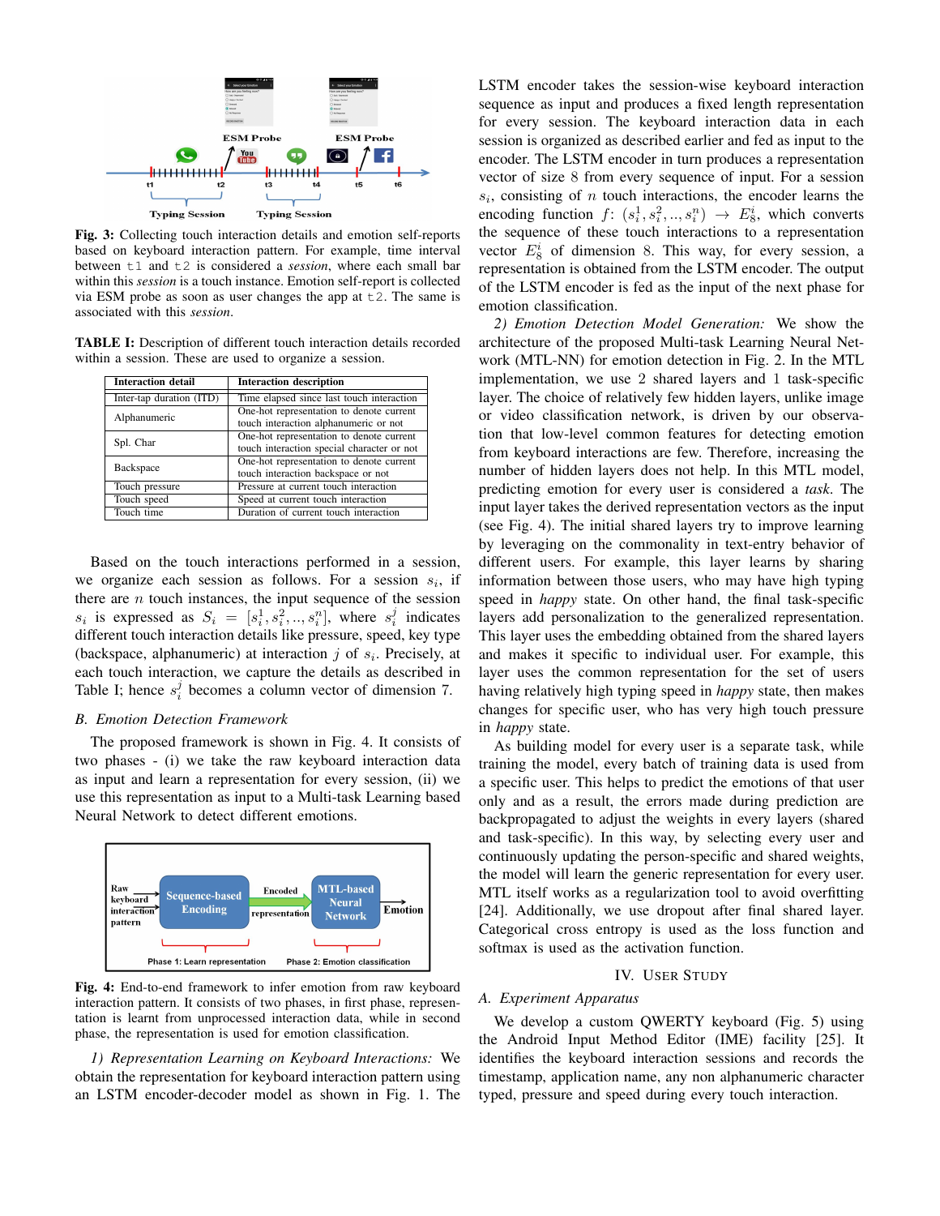Fig. 3: Collecting touch interaction details and emotion self-reports based on keyboard interaction pattern. For example, time interval between t1 and t2 is considered a *session*, where each small bar within this *session* is a touch instance. Emotion self-report is collected via ESM probe as soon as user changes the app at t2. The same is associated with this *session*.

TABLE I: Description of different touch interaction details recorded within a session. These are used to organize a session.

| Interaction detail | Interaction description |
| --- | --- |
| Inter-tap duration (ITD) | Time elapsed since last touch interaction |
| Alphanumeric | One-hot representation to denote current touch interaction alphanumeric or not |
| Spl. Char | One-hot representation to denote current touch interaction special character or not |
| Backspace | One-hot representation to denote current touch interaction backspace or not |
| Touch pressure | Pressure at current touch interaction |
| Touch speed | Speed at current touch interaction |
| Touch time | Duration of current touch interaction |

Based on the touch interactions performed in a session, we organize each session as follows. For a session $s_i$, if there are $n$ touch instances, the input sequence of the session $s_i$ is expressed as $S_i = [s_i^1, s_i^2, .., s_i^n]$, where $s_i^j$ indicates different touch interaction details like pressure, speed, key type (backspace, alphanumeric) at interaction $j$ of $s_i$. Precisely, at each touch interaction, we capture the details as described in Table I; hence $s_i^j$ becomes a column vector of dimension 7.

### B. Emotion Detection Framework

The proposed framework is shown in Fig. 4. It consists of two phases - (i) we take the raw keyboard interaction data as input and learn a representation for every session, (ii) we use this representation as input to a Multi-task Learning based Neural Network to detect different emotions.

Fig. 4: End-to-end framework to infer emotion from raw keyboard interaction pattern. It consists of two phases, in first phase, representation is learnt from unprocessed interaction data, while in second phase, the representation is used for emotion classification.

*1) Representation Learning on Keyboard Interactions:* We obtain the representation for keyboard interaction pattern using an LSTM encoder-decoder model as shown in Fig. 1. The LSTM encoder takes the session-wise keyboard interaction sequence as input and produces a fixed length representation for every session. The keyboard interaction data in each session is organized as described earlier and fed as input to the encoder. The LSTM encoder in turn produces a representation vector of size 8 from every sequence of input. For a session $s_i$, consisting of $n$ touch interactions, the encoder learns the encoding function $f$: $(s_i^1, s_i^2, .., s_i^n) \rightarrow E_8^i$, which converts the sequence of these touch interactions to a representation vector $E_8^i$ of dimension 8. This way, for every session, a representation is obtained from the LSTM encoder. The output of the LSTM encoder is fed as the input of the next phase for emotion classification.

*2) Emotion Detection Model Generation:* We show the architecture of the proposed Multi-task Learning Neural Network (MTL-NN) for emotion detection in Fig. 2. In the MTL implementation, we use 2 shared layers and 1 task-specific layer. The choice of relatively few hidden layers, unlike image or video classification network, is driven by our observation that low-level common features for detecting emotion from keyboard interactions are few. Therefore, increasing the number of hidden layers does not help. In this MTL model, predicting emotion for every user is considered a *task*. The input layer takes the derived representation vectors as the input (see Fig. 4). The initial shared layers try to improve learning by leveraging on the commonality in text-entry behavior of different users. For example, this layer learns by sharing information between those users, who may have high typing speed in *happy* state. On other hand, the final task-specific layers add personalization to the generalized representation. This layer uses the embedding obtained from the shared layers and makes it specific to individual user. For example, this layer uses the common representation for the set of users having relatively high typing speed in *happy* state, then makes changes for specific user, who has very high touch pressure in *happy* state.

As building model for every user is a separate task, while training the model, every batch of training data is used from a specific user. This helps to predict the emotions of that user only and as a result, the errors made during prediction are backpropagated to adjust the weights in every layers (shared and task-specific). In this way, by selecting every user and continuously updating the person-specific and shared weights, the model will learn the generic representation for every user. MTL itself works as a regularization tool to avoid overfitting [24]. Additionally, we use dropout after final shared layer. Categorical cross entropy is used as the loss function and softmax is used as the activation function.

## IV. User Study

### A. Experiment Apparatus

We develop a custom QWERTY keyboard (Fig. 5) using the Android Input Method Editor (IME) facility [25]. It identifies the keyboard interaction sessions and records the timestamp, application name, any non alphanumeric character typed, pressure and speed during every touch interaction.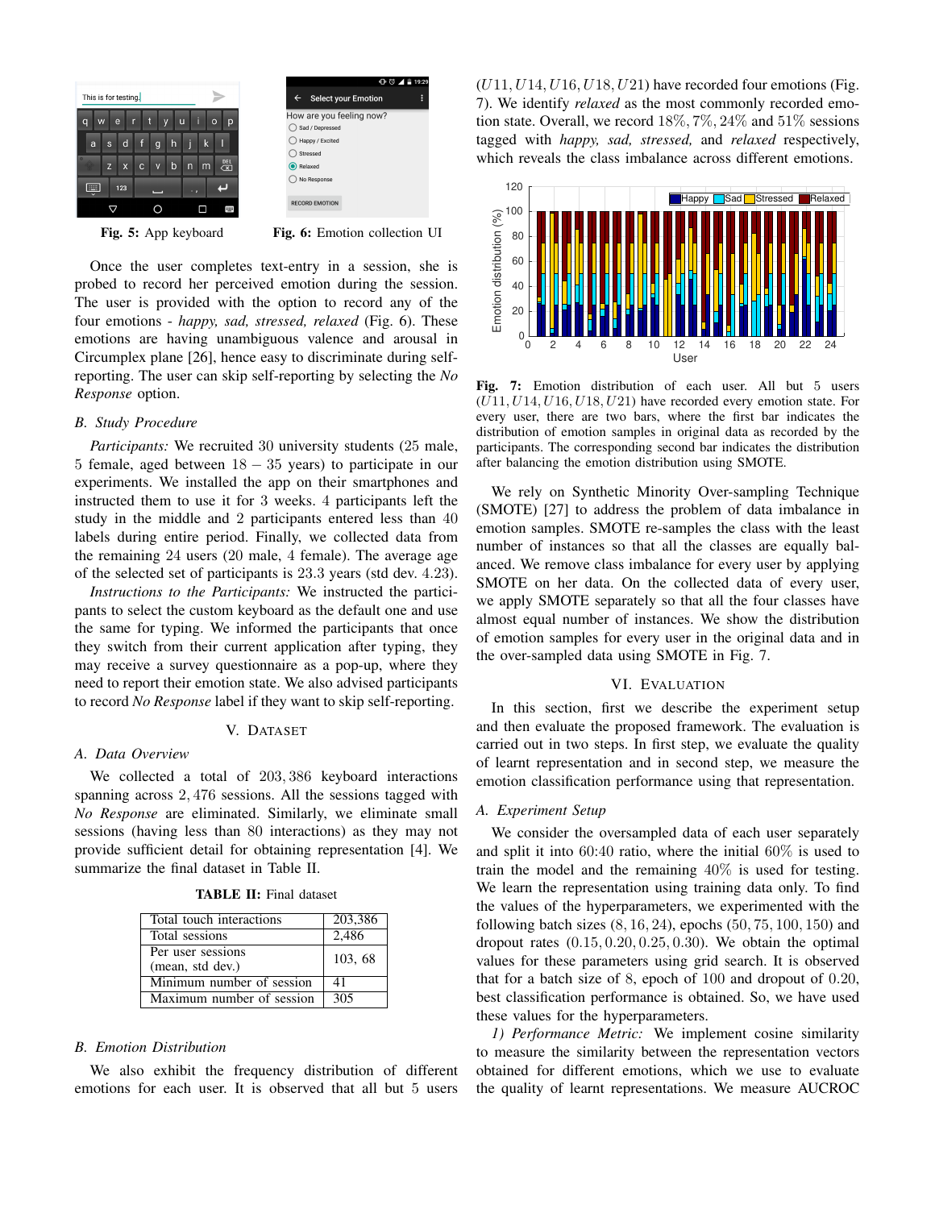Fig. 5: App keyboard

Fig. 6: Emotion collection UI

Once the user completes text-entry in a session, she is probed to record her perceived emotion during the session. The user is provided with the option to record any of the four emotions - *happy, sad, stressed, relaxed* (Fig. 6). These emotions are having unambiguous valence and arousal in Circumplex plane [26], hence easy to discriminate during self-reporting. The user can skip self-reporting by selecting the *No Response* option.

### B. Study Procedure

*Participants:* We recruited 30 university students (25 male, 5 female, aged between $18-35$ years) to participate in our experiments. We installed the app on their smartphones and instructed them to use it for 3 weeks. 4 participants left the study in the middle and 2 participants entered less than 40 labels during entire period. Finally, we collected data from the remaining 24 users (20 male, 4 female). The average age of the selected set of participants is 23.3 years (std dev. 4.23).

*Instructions to the Participants:* We instructed the participants to select the custom keyboard as the default one and use the same for typing. We informed the participants that once they switch from their current application after typing, they may receive a survey questionnaire as a pop-up, where they need to report their emotion state. We also advised participants to record *No Response* label if they want to skip self-reporting.

## V. Dataset

### A. Data Overview

We collected a total of 203,386 keyboard interactions spanning across 2,476 sessions. All the sessions tagged with *No Response* are eliminated. Similarly, we eliminate small sessions (having less than 80 interactions) as they may not provide sufficient detail for obtaining representation [4]. We summarize the final dataset in Table II.

**TABLE II:** Final dataset

| | |
|---|---|
| Total touch interactions | 203,386 |
| Total sessions | 2,486 |
| Per user sessions (mean, std dev.) | 103, 68 |
| Minimum number of session | 41 |
| Maximum number of session | 305 |

### B. Emotion Distribution

We also exhibit the frequency distribution of different emotions for each user. It is observed that all but 5 users ($U11, U14, U16, U18, U21$) have recorded four emotions (Fig. 7). We identify *relaxed* as the most commonly recorded emotion state. Overall, we record 18%, 7%, 24% and 51% sessions tagged with *happy, sad, stressed,* and *relaxed* respectively, which reveals the class imbalance across different emotions.

**Fig. 7:** Emotion distribution of each user. All but 5 users ($U11, U14, U16, U18, U21$) have recorded every emotion state. For every user, there are two bars, where the first bar indicates the distribution of emotion samples in original data as recorded by the participants. The corresponding second bar indicates the distribution after balancing the emotion distribution using SMOTE.

We rely on Synthetic Minority Over-sampling Technique (SMOTE) [27] to address the problem of data imbalance in emotion samples. SMOTE re-samples the class with the least number of instances so that all the classes are equally balanced. We remove class imbalance for every user by applying SMOTE on her data. On the collected data of every user, we apply SMOTE separately so that all the four classes have almost equal number of instances. We show the distribution of emotion samples for every user in the original data and in the over-sampled data using SMOTE in Fig. 7.

## VI. Evaluation

In this section, first we describe the experiment setup and then evaluate the proposed framework. The evaluation is carried out in two steps. In first step, we evaluate the quality of learnt representation and in second step, we measure the emotion classification performance using that representation.

### A. Experiment Setup

We consider the oversampled data of each user separately and split it into 60:40 ratio, where the initial 60% is used to train the model and the remaining 40% is used for testing. We learn the representation using training data only. To find the values of the hyperparameters, we experimented with the following batch sizes $(8, 16, 24)$, epochs $(50, 75, 100, 150)$ and dropout rates $(0.15, 0.20, 0.25, 0.30)$. We obtain the optimal values for these parameters using grid search. It is observed that for a batch size of 8, epoch of 100 and dropout of 0.20, best classification performance is obtained. So, we have used these values for the hyperparameters.

*1) Performance Metric:* We implement cosine similarity to measure the similarity between the representation vectors obtained for different emotions, which we use to evaluate the quality of learnt representations. We measure AUCROC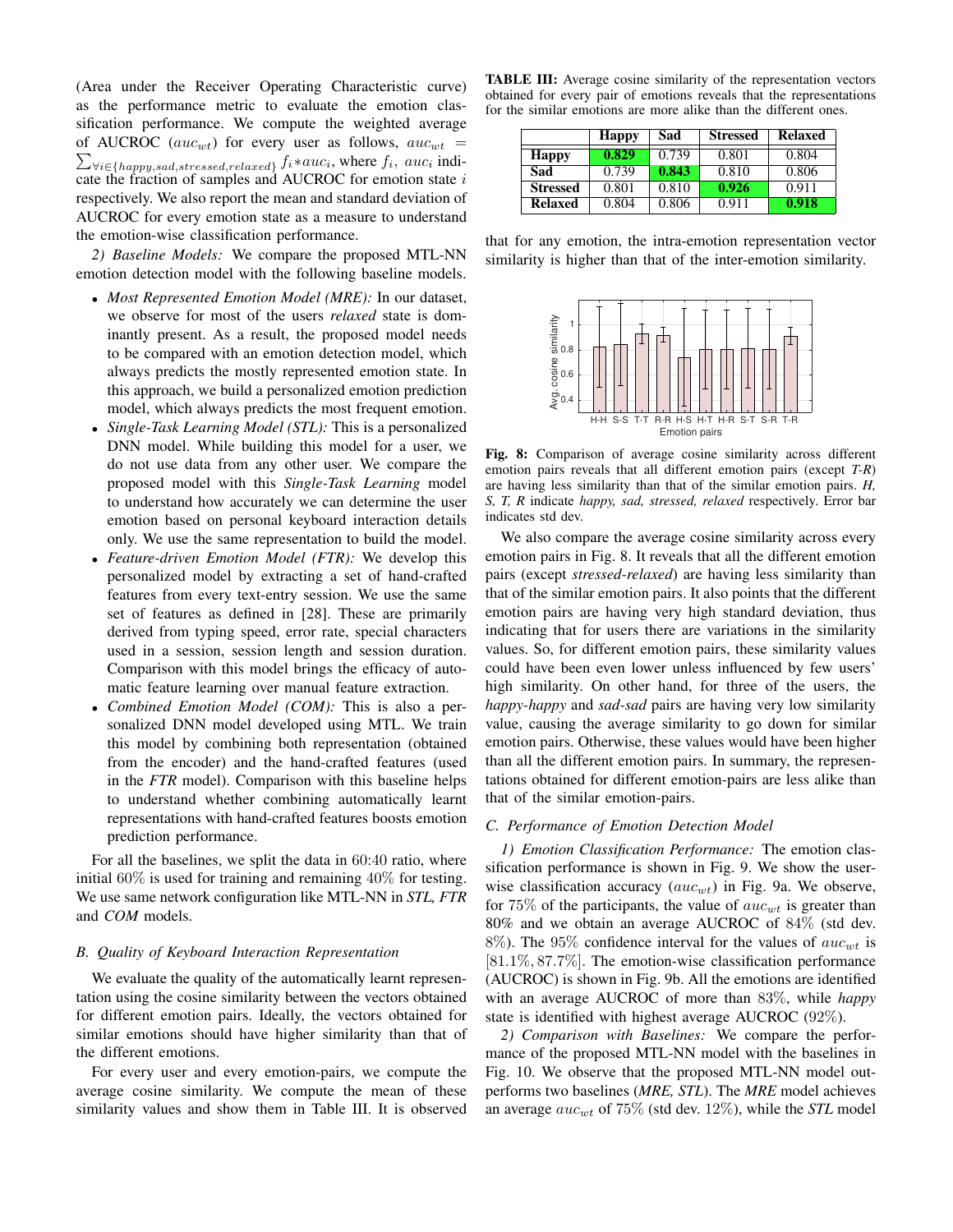(Area under the Receiver Operating Characteristic curve) as the performance metric to evaluate the emotion classification performance. We compute the weighted average of AUCROC ($auc_{wt}$) for every user as follows, $auc_{wt} = \sum_{\forall i \in \{happy, sad, stressed, relaxed\}} f_i * auc_i$, where $f_i$, $auc_i$ indicate the fraction of samples and AUCROC for emotion state $i$ respectively. We also report the mean and standard deviation of AUCROC for every emotion state as a measure to understand the emotion-wise classification performance.

*2) Baseline Models:* We compare the proposed MTL-NN emotion detection model with the following baseline models.

- *Most Represented Emotion Model (MRE):* In our dataset, we observe for most of the users *relaxed* state is dominantly present. As a result, the proposed model needs to be compared with an emotion detection model, which always predicts the mostly represented emotion state. In this approach, we build a personalized emotion prediction model, which always predicts the most frequent emotion.
- *Single-Task Learning Model (STL):* This is a personalized DNN model. While building this model for a user, we do not use data from any other user. We compare the proposed model with this *Single-Task Learning* model to understand how accurately we can determine the user emotion based on personal keyboard interaction details only. We use the same representation to build the model.
- *Feature-driven Emotion Model (FTR):* We develop this personalized model by extracting a set of hand-crafted features from every text-entry session. We use the same set of features as defined in [28]. These are primarily derived from typing speed, error rate, special characters used in a session, session length and session duration. Comparison with this model brings the efficacy of automatic feature learning over manual feature extraction.
- *Combined Emotion Model (COM):* This is also a personalized DNN model developed using MTL. We train this model by combining both representation (obtained from the encoder) and the hand-crafted features (used in the *FTR* model). Comparison with this baseline helps to understand whether combining automatically learnt representations with hand-crafted features boosts emotion prediction performance.

For all the baselines, we split the data in 60:40 ratio, where initial 60% is used for training and remaining 40% for testing. We use same network configuration like MTL-NN in *STL, FTR* and *COM* models.

### B. Quality of Keyboard Interaction Representation

We evaluate the quality of the automatically learnt representation using the cosine similarity between the vectors obtained for different emotion pairs. Ideally, the vectors obtained for similar emotions should have higher similarity than that of the different emotions.

For every user and every emotion-pairs, we compute the average cosine similarity. We compute the mean of these similarity values and show them in Table III. It is observed that for any emotion, the intra-emotion representation vector similarity is higher than that of the inter-emotion similarity.

**TABLE III:** Average cosine similarity of the representation vectors obtained for every pair of emotions reveals that the representations for the similar emotions are more alike than the different ones.

| | Happy | Sad | Stressed | Relaxed |
|---|---|---|---|---|
| **Happy** | **0.829** | 0.739 | 0.801 | 0.804 |
| **Sad** | 0.739 | **0.843** | 0.810 | 0.806 |
| **Stressed** | 0.801 | 0.810 | **0.926** | 0.911 |
| **Relaxed** | 0.804 | 0.806 | 0.911 | **0.918** |

**Fig. 8:** Comparison of average cosine similarity across different emotion pairs reveals that all different emotion pairs (except *T-R*) are having less similarity than that of the similar emotion pairs. *H, S, T, R* indicate *happy, sad, stressed, relaxed* respectively. Error bar indicates std dev.

We also compare the average cosine similarity across every emotion pairs in Fig. 8. It reveals that all the different emotion pairs (except *stressed-relaxed*) are having less similarity than that of the similar emotion pairs. It also points that the different emotion pairs are having very high standard deviation, thus indicating that for users there are variations in the similarity values. So, for different emotion pairs, these similarity values could have been even lower unless influenced by few users' high similarity. On other hand, for three of the users, the *happy-happy* and *sad-sad* pairs are having very low similarity value, causing the average similarity to go down for similar emotion pairs. Otherwise, these values would have been higher than all the different emotion pairs. In summary, the representations obtained for different emotion-pairs are less alike than that of the similar emotion-pairs.

### C. Performance of Emotion Detection Model

*1) Emotion Classification Performance:* The emotion classification performance is shown in Fig. 9. We show the user-wise classification accuracy ($auc_{wt}$) in Fig. 9a. We observe, for 75% of the participants, the value of $auc_{wt}$ is greater than 80% and we obtain an average AUCROC of 84% (std dev. 8%). The 95% confidence interval for the values of $auc_{wt}$ is [81.1%, 87.7%]. The emotion-wise classification performance (AUCROC) is shown in Fig. 9b. All the emotions are identified with an average AUCROC of more than 83%, while *happy* state is identified with highest average AUCROC (92%).

*2) Comparison with Baselines:* We compare the performance of the proposed MTL-NN model with the baselines in Fig. 10. We observe that the proposed MTL-NN model outperforms two baselines (*MRE, STL*). The *MRE* model achieves an average $auc_{wt}$ of 75% (std dev. 12%), while the *STL* model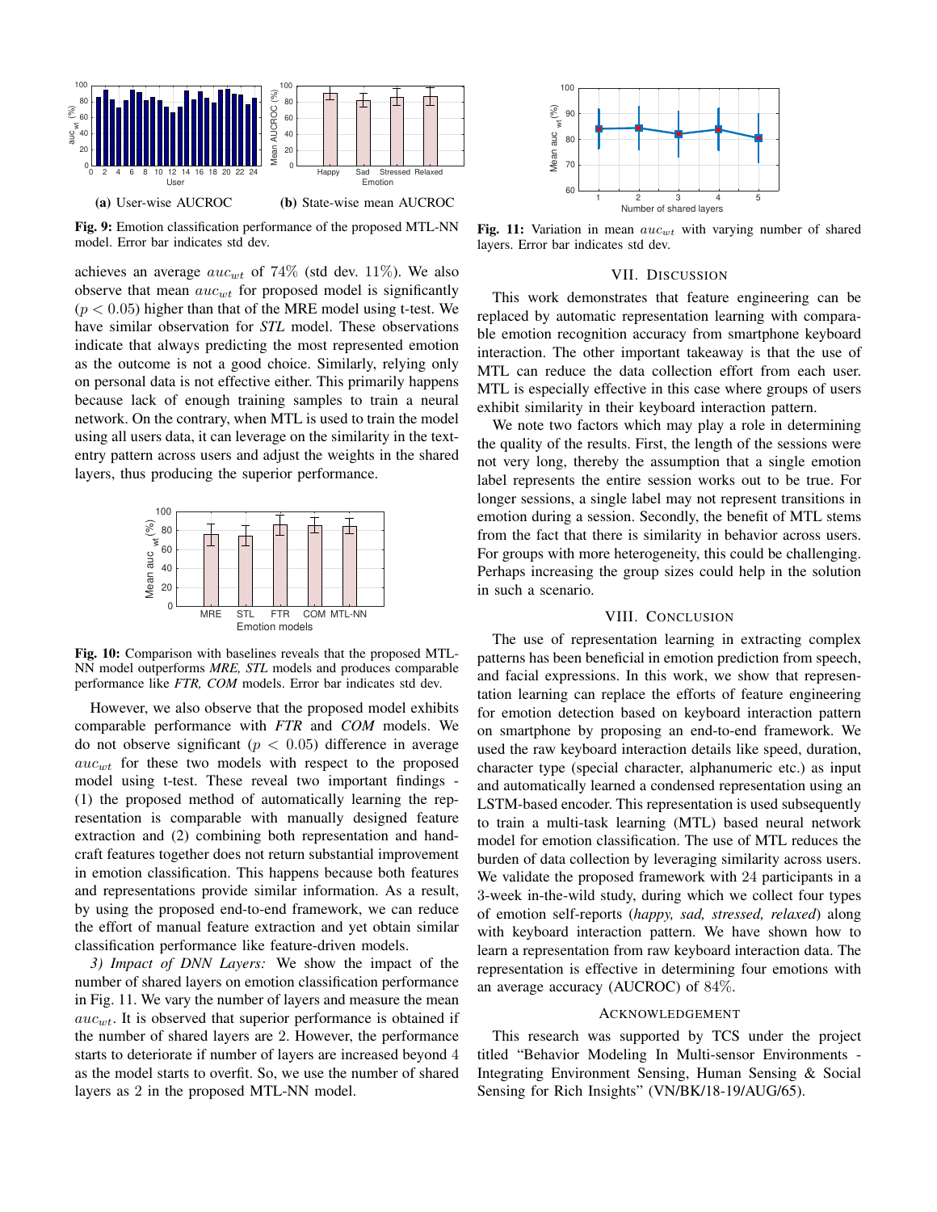(a) User-wise AUCROC

(b) State-wise mean AUCROC

**Fig. 9:** Emotion classification performance of the proposed MTL-NN model. Error bar indicates std dev.

achieves an average $auc_{wt}$ of 74% (std dev. 11%). We also observe that mean $auc_{wt}$ for proposed model is significantly ($p < 0.05$) higher than that of the MRE model using t-test. We have similar observation for *STL* model. These observations indicate that always predicting the most represented emotion as the outcome is not a good choice. Similarly, relying only on personal data is not effective either. This primarily happens because lack of enough training samples to train a neural network. On the contrary, when MTL is used to train the model using all users data, it can leverage on the similarity in the text-entry pattern across users and adjust the weights in the shared layers, thus producing the superior performance.

**Fig. 10:** Comparison with baselines reveals that the proposed MTL-NN model outperforms *MRE, STL* models and produces comparable performance like *FTR, COM* models. Error bar indicates std dev.

However, we also observe that the proposed model exhibits comparable performance with *FTR* and *COM* models. We do not observe significant ($p < 0.05$) difference in average $auc_{wt}$ for these two models with respect to the proposed model using t-test. These reveal two important findings - (1) the proposed method of automatically learning the representation is comparable with manually designed feature extraction and (2) combining both representation and handcraft features together does not return substantial improvement in emotion classification. This happens because both features and representations provide similar information. As a result, by using the proposed end-to-end framework, we can reduce the effort of manual feature extraction and yet obtain similar classification performance like feature-driven models.

*3) Impact of DNN Layers:* We show the impact of the number of shared layers on emotion classification performance in Fig. 11. We vary the number of layers and measure the mean $auc_{wt}$. It is observed that superior performance is obtained if the number of shared layers are 2. However, the performance starts to deteriorate if number of layers are increased beyond 4 as the model starts to overfit. So, we use the number of shared layers as 2 in the proposed MTL-NN model.

**Fig. 11:** Variation in mean $auc_{wt}$ with varying number of shared layers. Error bar indicates std dev.

## VII. Discussion

This work demonstrates that feature engineering can be replaced by automatic representation learning with comparable emotion recognition accuracy from smartphone keyboard interaction. The other important takeaway is that the use of MTL can reduce the data collection effort from each user. MTL is especially effective in this case where groups of users exhibit similarity in their keyboard interaction pattern.

We note two factors which may play a role in determining the quality of the results. First, the length of the sessions were not very long, thereby the assumption that a single emotion label represents the entire session works out to be true. For longer sessions, a single label may not represent transitions in emotion during a session. Secondly, the benefit of MTL stems from the fact that there is similarity in behavior across users. For groups with more heterogeneity, this could be challenging. Perhaps increasing the group sizes could help in the solution in such a scenario.

## VIII. Conclusion

The use of representation learning in extracting complex patterns has been beneficial in emotion prediction from speech, and facial expressions. In this work, we show that representation learning can replace the efforts of feature engineering for emotion detection based on keyboard interaction pattern on smartphone by proposing an end-to-end framework. We used the raw keyboard interaction details like speed, duration, character type (special character, alphanumeric etc.) as input and automatically learned a condensed representation using an LSTM-based encoder. This representation is used subsequently to train a multi-task learning (MTL) based neural network model for emotion classification. The use of MTL reduces the burden of data collection by leveraging similarity across users. We validate the proposed framework with 24 participants in a 3-week in-the-wild study, during which we collect four types of emotion self-reports (*happy, sad, stressed, relaxed*) along with keyboard interaction pattern. We have shown how to learn a representation from raw keyboard interaction data. The representation is effective in determining four emotions with an average accuracy (AUCROC) of 84%.

## Acknowledgement

This research was supported by TCS under the project titled "Behavior Modeling In Multi-sensor Environments - Integrating Environment Sensing, Human Sensing & Social Sensing for Rich Insights" (VN/BK/18-19/AUG/65).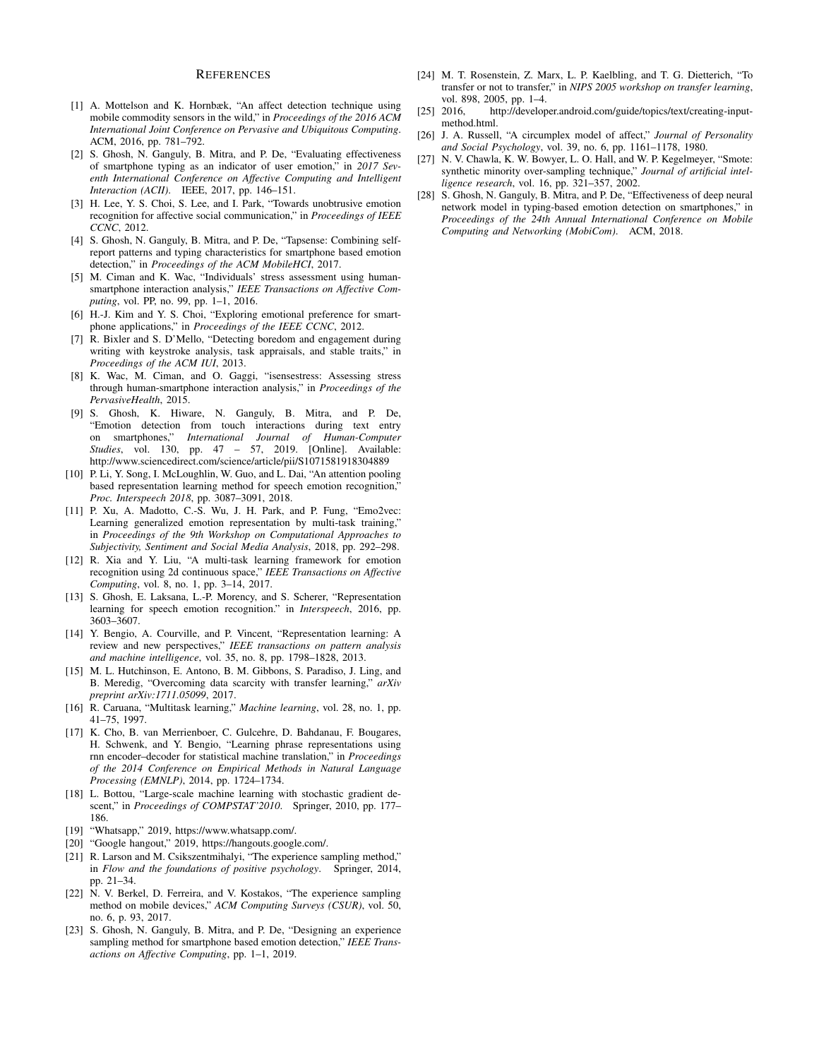## References

[1] A. Mottelson and K. Hornbæk, "An affect detection technique using mobile commodity sensors in the wild," in *Proceedings of the 2016 ACM International Joint Conference on Pervasive and Ubiquitous Computing*. ACM, 2016, pp. 781–792.

[2] S. Ghosh, N. Ganguly, B. Mitra, and P. De, "Evaluating effectiveness of smartphone typing as an indicator of user emotion," in *2017 Seventh International Conference on Affective Computing and Intelligent Interaction (ACII)*. IEEE, 2017, pp. 146–151.

[3] H. Lee, Y. S. Choi, S. Lee, and I. Park, "Towards unobtrusive emotion recognition for affective social communication," in *Proceedings of IEEE CCNC*, 2012.

[4] S. Ghosh, N. Ganguly, B. Mitra, and P. De, "Tapsense: Combining self-report patterns and typing characteristics for smartphone based emotion detection," in *Proceedings of the ACM MobileHCI*, 2017.

[5] M. Ciman and K. Wac, "Individuals' stress assessment using human-smartphone interaction analysis," *IEEE Transactions on Affective Computing*, vol. PP, no. 99, pp. 1–1, 2016.

[6] H.-J. Kim and Y. S. Choi, "Exploring emotional preference for smartphone applications," in *Proceedings of the IEEE CCNC*, 2012.

[7] R. Bixler and S. D'Mello, "Detecting boredom and engagement during writing with keystroke analysis, task appraisals, and stable traits," in *Proceedings of the ACM IUI*, 2013.

[8] K. Wac, M. Ciman, and O. Gaggi, "isensestress: Assessing stress through human-smartphone interaction analysis," in *Proceedings of the PervasiveHealth*, 2015.

[9] S. Ghosh, K. Hiware, N. Ganguly, B. Mitra, and P. De, "Emotion detection from touch interactions during text entry on smartphones," *International Journal of Human-Computer Studies*, vol. 130, pp. 47 – 57, 2019. [Online]. Available: http://www.sciencedirect.com/science/article/pii/S1071581918304889

[10] P. Li, Y. Song, I. McLoughlin, W. Guo, and L. Dai, "An attention pooling based representation learning method for speech emotion recognition," *Proc. Interspeech 2018*, pp. 3087–3091, 2018.

[11] P. Xu, A. Madotto, C.-S. Wu, J. H. Park, and P. Fung, "Emo2vec: Learning generalized emotion representation by multi-task training," in *Proceedings of the 9th Workshop on Computational Approaches to Subjectivity, Sentiment and Social Media Analysis*, 2018, pp. 292–298.

[12] R. Xia and Y. Liu, "A multi-task learning framework for emotion recognition using 2d continuous space," *IEEE Transactions on Affective Computing*, vol. 8, no. 1, pp. 3–14, 2017.

[13] S. Ghosh, E. Laksana, L.-P. Morency, and S. Scherer, "Representation learning for speech emotion recognition." in *Interspeech*, 2016, pp. 3603–3607.

[14] Y. Bengio, A. Courville, and P. Vincent, "Representation learning: A review and new perspectives," *IEEE transactions on pattern analysis and machine intelligence*, vol. 35, no. 8, pp. 1798–1828, 2013.

[15] M. L. Hutchinson, E. Antono, B. M. Gibbons, S. Paradiso, J. Ling, and B. Meredig, "Overcoming data scarcity with transfer learning," *arXiv preprint arXiv:1711.05099*, 2017.

[16] R. Caruana, "Multitask learning," *Machine learning*, vol. 28, no. 1, pp. 41–75, 1997.

[17] K. Cho, B. van Merrienboer, C. Gulcehre, D. Bahdanau, F. Bougares, H. Schwenk, and Y. Bengio, "Learning phrase representations using rnn encoder–decoder for statistical machine translation," in *Proceedings of the 2014 Conference on Empirical Methods in Natural Language Processing (EMNLP)*, 2014, pp. 1724–1734.

[18] L. Bottou, "Large-scale machine learning with stochastic gradient descent," in *Proceedings of COMPSTAT'2010*. Springer, 2010, pp. 177–186.

[19] "Whatsapp," 2019, https://www.whatsapp.com/.

[20] "Google hangout," 2019, https://hangouts.google.com/.

[21] R. Larson and M. Csikszentmihalyi, "The experience sampling method," in *Flow and the foundations of positive psychology*. Springer, 2014, pp. 21–34.

[22] N. V. Berkel, D. Ferreira, and V. Kostakos, "The experience sampling method on mobile devices," *ACM Computing Surveys (CSUR)*, vol. 50, no. 6, p. 93, 2017.

[23] S. Ghosh, N. Ganguly, B. Mitra, and P. De, "Designing an experience sampling method for smartphone based emotion detection," *IEEE Transactions on Affective Computing*, pp. 1–1, 2019.

[24] M. T. Rosenstein, Z. Marx, L. P. Kaelbling, and T. G. Dietterich, "To transfer or not to transfer," in *NIPS 2005 workshop on transfer learning*, vol. 898, 2005, pp. 1–4.

[25] 2016, http://developer.android.com/guide/topics/text/creating-input-method.html.

[26] J. A. Russell, "A circumplex model of affect," *Journal of Personality and Social Psychology*, vol. 39, no. 6, pp. 1161–1178, 1980.

[27] N. V. Chawla, K. W. Bowyer, L. O. Hall, and W. P. Kegelmeyer, "Smote: synthetic minority over-sampling technique," *Journal of artificial intelligence research*, vol. 16, pp. 321–357, 2002.

[28] S. Ghosh, N. Ganguly, B. Mitra, and P. De, "Effectiveness of deep neural network model in typing-based emotion detection on smartphones," in *Proceedings of the 24th Annual International Conference on Mobile Computing and Networking (MobiCom)*. ACM, 2018.